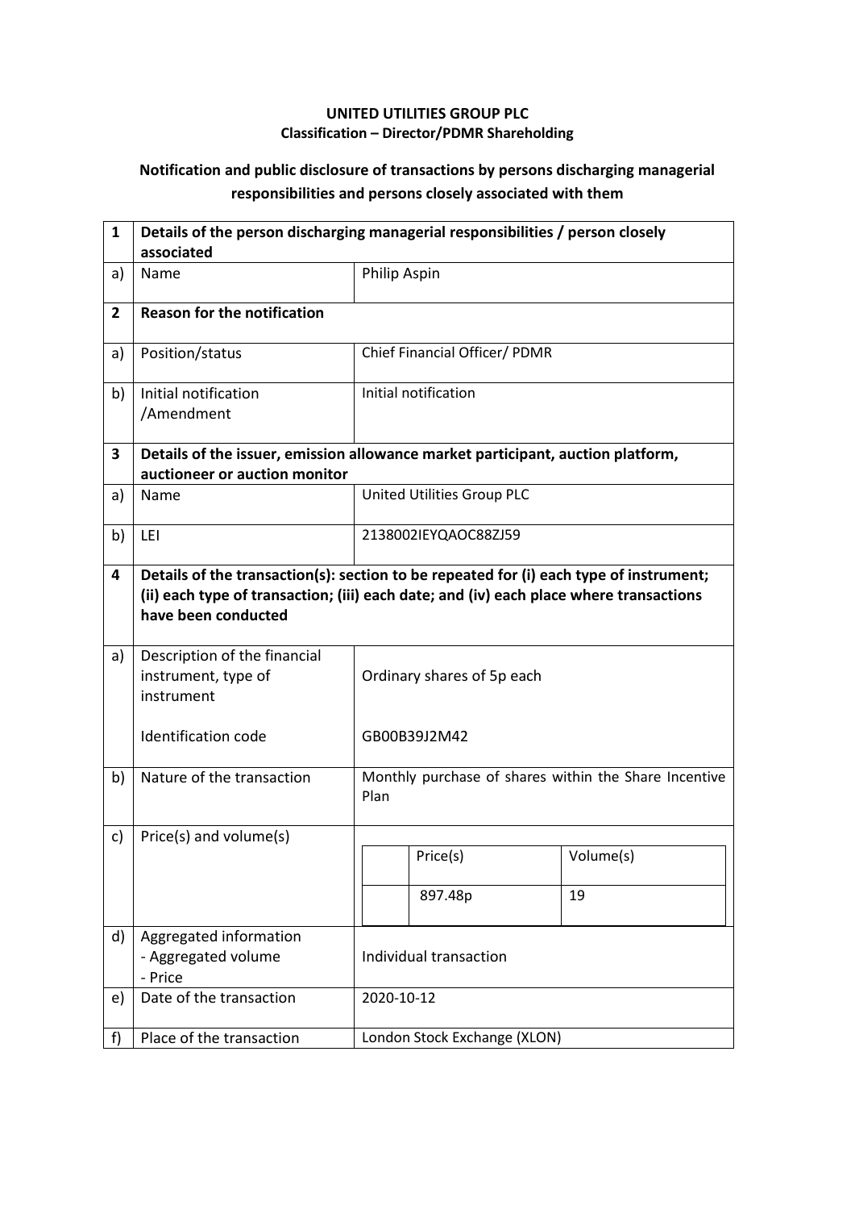**UNITED UTILITIES GROUP PLC**
**Classification – Director/PDMR Shareholding**

**Notification and public disclosure of transactions by persons discharging managerial responsibilities and persons closely associated with them**

| **1** | **Details of the person discharging managerial responsibilities / person closely associated** | |
|---|---|---|
| a) | Name | Philip Aspin |
| **2** | **Reason for the notification** | |
| a) | Position/status | Chief Financial Officer/ PDMR |
| b) | Initial notification /Amendment | Initial notification |
| **3** | **Details of the issuer, emission allowance market participant, auction platform, auctioneer or auction monitor** | |
| a) | Name | United Utilities Group PLC |
| b) | LEI | 2138002IEYQAOC88ZJ59 |
| **4** | **Details of the transaction(s): section to be repeated for (i) each type of instrument; (ii) each type of transaction; (iii) each date; and (iv) each place where transactions have been conducted** | |
| a) | Description of the financial instrument, type of instrument<br><br>Identification code | Ordinary shares of 5p each<br><br>GB00B39J2M42 |
| b) | Nature of the transaction | Monthly purchase of shares within the Share Incentive Plan |
| c) | Price(s) and volume(s) | Price(s): 897.48p<br>Volume(s): 19 |
| d) | Aggregated information<br>- Aggregated volume<br>- Price | Individual transaction |
| e) | Date of the transaction | 2020-10-12 |
| f) | Place of the transaction | London Stock Exchange (XLON) |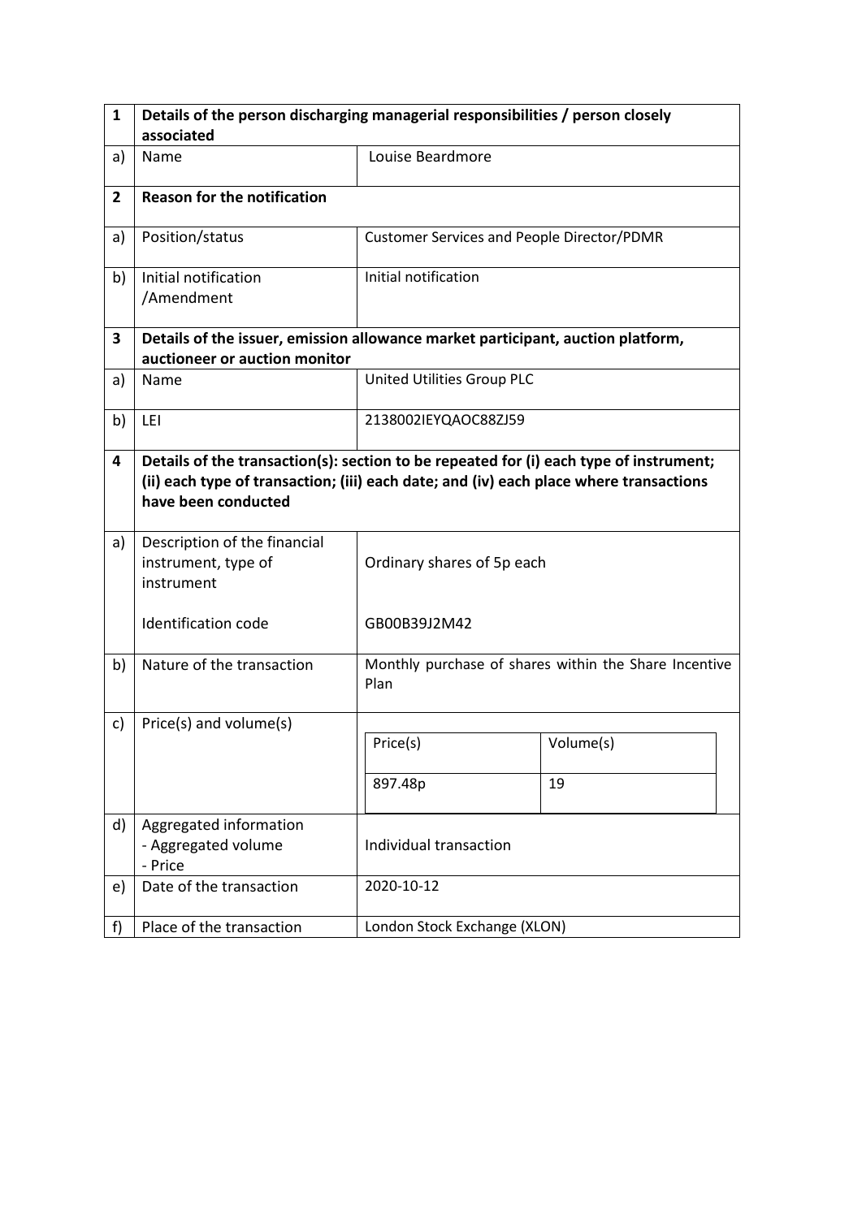| 1 | Details of the person discharging managerial responsibilities / person closely associated | |
|---|---|---|
| a) | Name | Louise Beardmore |
| **2** | **Reason for the notification** | |
| a) | Position/status | Customer Services and People Director/PDMR |
| b) | Initial notification /Amendment | Initial notification |
| **3** | **Details of the issuer, emission allowance market participant, auction platform, auctioneer or auction monitor** | |
| a) | Name | United Utilities Group PLC |
| b) | LEI | 2138002IEYQAOC88ZJ59 |
| **4** | **Details of the transaction(s): section to be repeated for (i) each type of instrument; (ii) each type of transaction; (iii) each date; and (iv) each place where transactions have been conducted** | |
| a) | Description of the financial instrument, type of instrument<br><br>Identification code | Ordinary shares of 5p each<br><br>GB00B39J2M42 |
| b) | Nature of the transaction | Monthly purchase of shares within the Share Incentive Plan |
| c) | Price(s) and volume(s) | Price(s): 897.48p<br>Volume(s): 19 |
| d) | Aggregated information<br>- Aggregated volume<br>- Price | Individual transaction |
| e) | Date of the transaction | 2020-10-12 |
| f) | Place of the transaction | London Stock Exchange (XLON) |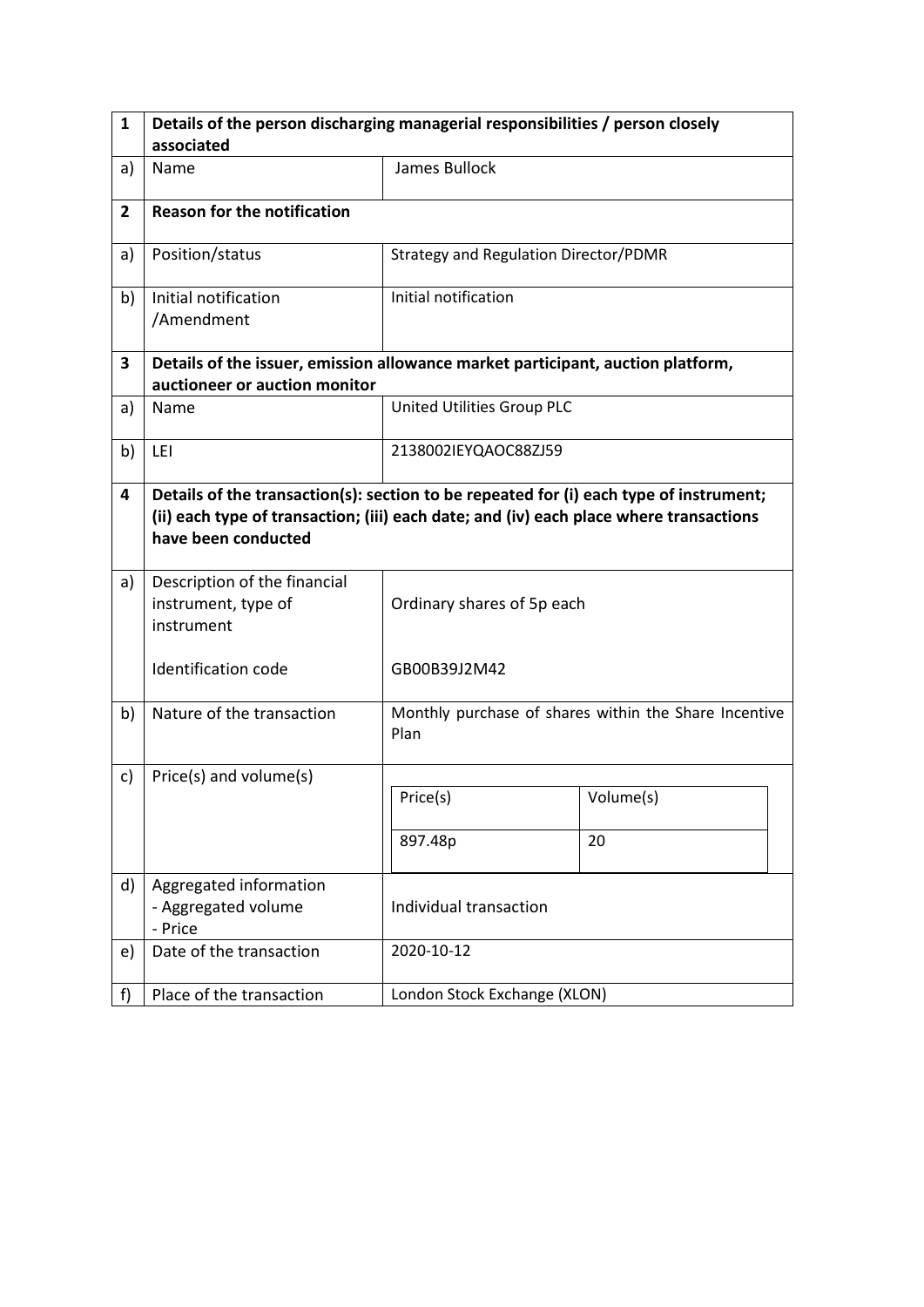| 1 | Details of the person discharging managerial responsibilities / person closely associated | |
|---|---|---|
| a) | Name | James Bullock |
| **2** | **Reason for the notification** | |
| a) | Position/status | Strategy and Regulation Director/PDMR |
| b) | Initial notification /Amendment | Initial notification |
| **3** | **Details of the issuer, emission allowance market participant, auction platform, auctioneer or auction monitor** | |
| a) | Name | United Utilities Group PLC |
| b) | LEI | 2138002IEYQAOC88ZJ59 |
| **4** | **Details of the transaction(s): section to be repeated for (i) each type of instrument; (ii) each type of transaction; (iii) each date; and (iv) each place where transactions have been conducted** | |
| a) | Description of the financial instrument, type of instrument<br><br>Identification code | Ordinary shares of 5p each<br><br>GB00B39J2M42 |
| b) | Nature of the transaction | Monthly purchase of shares within the Share Incentive Plan |
| c) | Price(s) and volume(s) | Price(s): 897.48p<br>Volume(s): 20 |
| d) | Aggregated information<br>- Aggregated volume<br>- Price | Individual transaction |
| e) | Date of the transaction | 2020-10-12 |
| f) | Place of the transaction | London Stock Exchange (XLON) |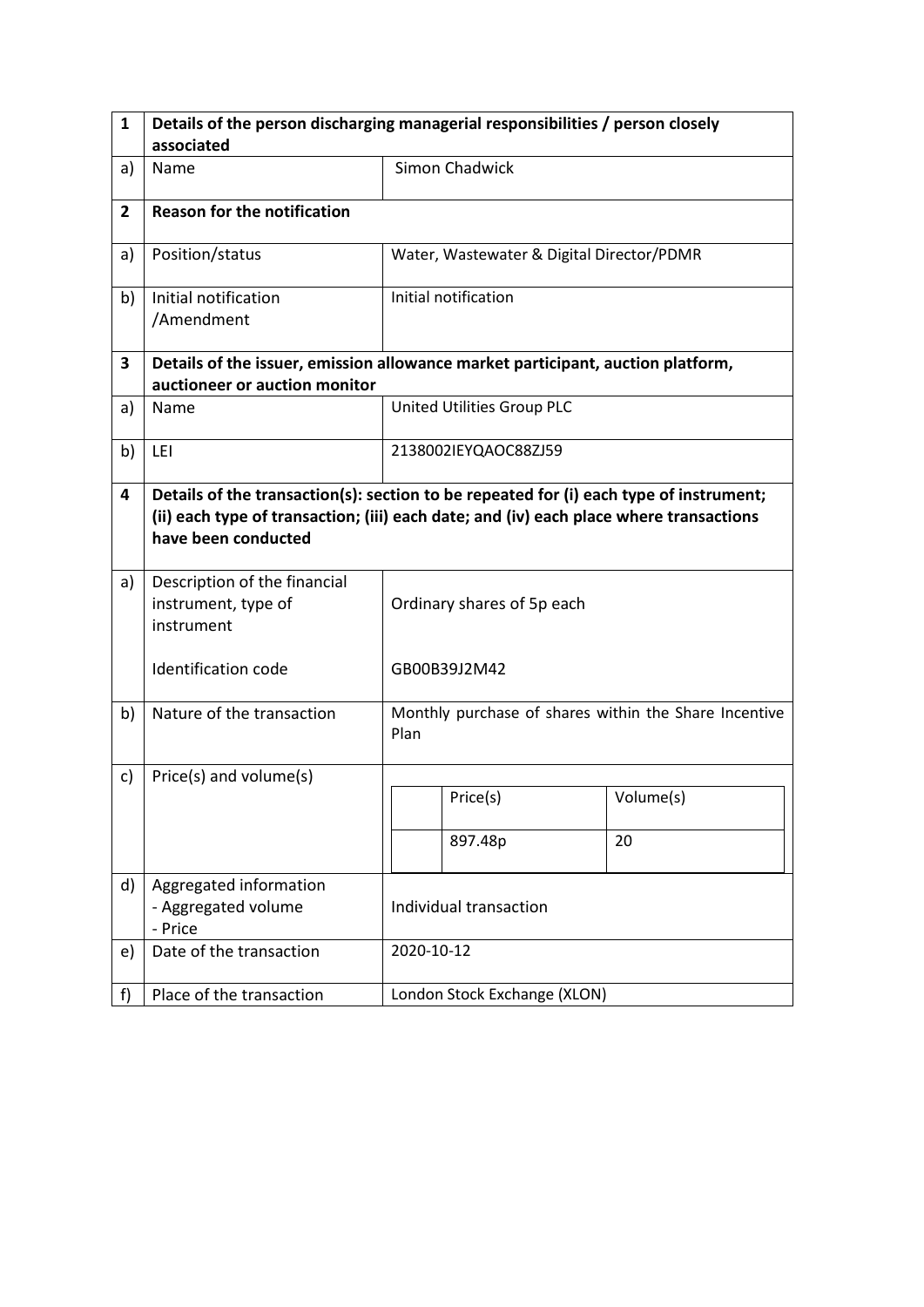| 1 | Details of the person discharging managerial responsibilities / person closely associated | |
|---|---|---|
| a) | Name | Simon Chadwick |
| **2** | **Reason for the notification** | |
| a) | Position/status | Water, Wastewater & Digital Director/PDMR |
| b) | Initial notification /Amendment | Initial notification |
| **3** | **Details of the issuer, emission allowance market participant, auction platform, auctioneer or auction monitor** | |
| a) | Name | United Utilities Group PLC |
| b) | LEI | 2138002IEYQAOC88ZJ59 |
| **4** | **Details of the transaction(s): section to be repeated for (i) each type of instrument; (ii) each type of transaction; (iii) each date; and (iv) each place where transactions have been conducted** | |
| a) | Description of the financial instrument, type of instrument<br><br>Identification code | Ordinary shares of 5p each<br><br>GB00B39J2M42 |
| b) | Nature of the transaction | Monthly purchase of shares within the Share Incentive Plan |
| c) | Price(s) and volume(s) | Price(s): 897.48p<br>Volume(s): 20 |
| d) | Aggregated information<br>- Aggregated volume<br>- Price | Individual transaction |
| e) | Date of the transaction | 2020-10-12 |
| f) | Place of the transaction | London Stock Exchange (XLON) |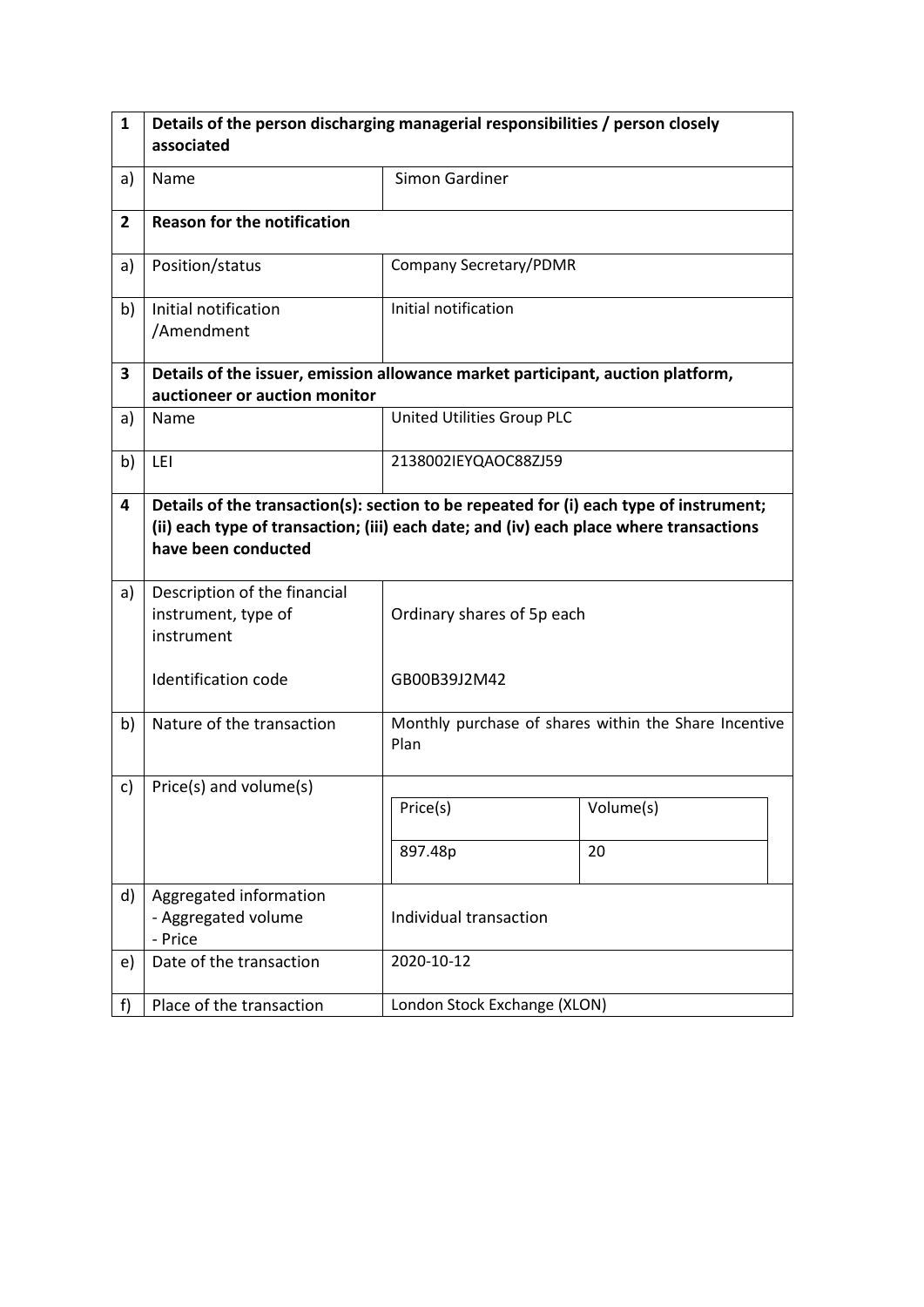| 1 | Details of the person discharging managerial responsibilities / person closely associated | |
|---|---|---|
| a) | Name | Simon Gardiner |
| **2** | **Reason for the notification** | |
| a) | Position/status | Company Secretary/PDMR |
| b) | Initial notification /Amendment | Initial notification |
| **3** | **Details of the issuer, emission allowance market participant, auction platform, auctioneer or auction monitor** | |
| a) | Name | United Utilities Group PLC |
| b) | LEI | 2138002IEYQAOC88ZJ59 |
| **4** | **Details of the transaction(s): section to be repeated for (i) each type of instrument; (ii) each type of transaction; (iii) each date; and (iv) each place where transactions have been conducted** | |
| a) | Description of the financial instrument, type of instrument<br><br>Identification code | Ordinary shares of 5p each<br><br>GB00B39J2M42 |
| b) | Nature of the transaction | Monthly purchase of shares within the Share Incentive Plan |
| c) | Price(s) and volume(s) | Price(s): 897.48p — Volume(s): 20 |
| d) | Aggregated information<br>- Aggregated volume<br>- Price | Individual transaction |
| e) | Date of the transaction | 2020-10-12 |
| f) | Place of the transaction | London Stock Exchange (XLON) |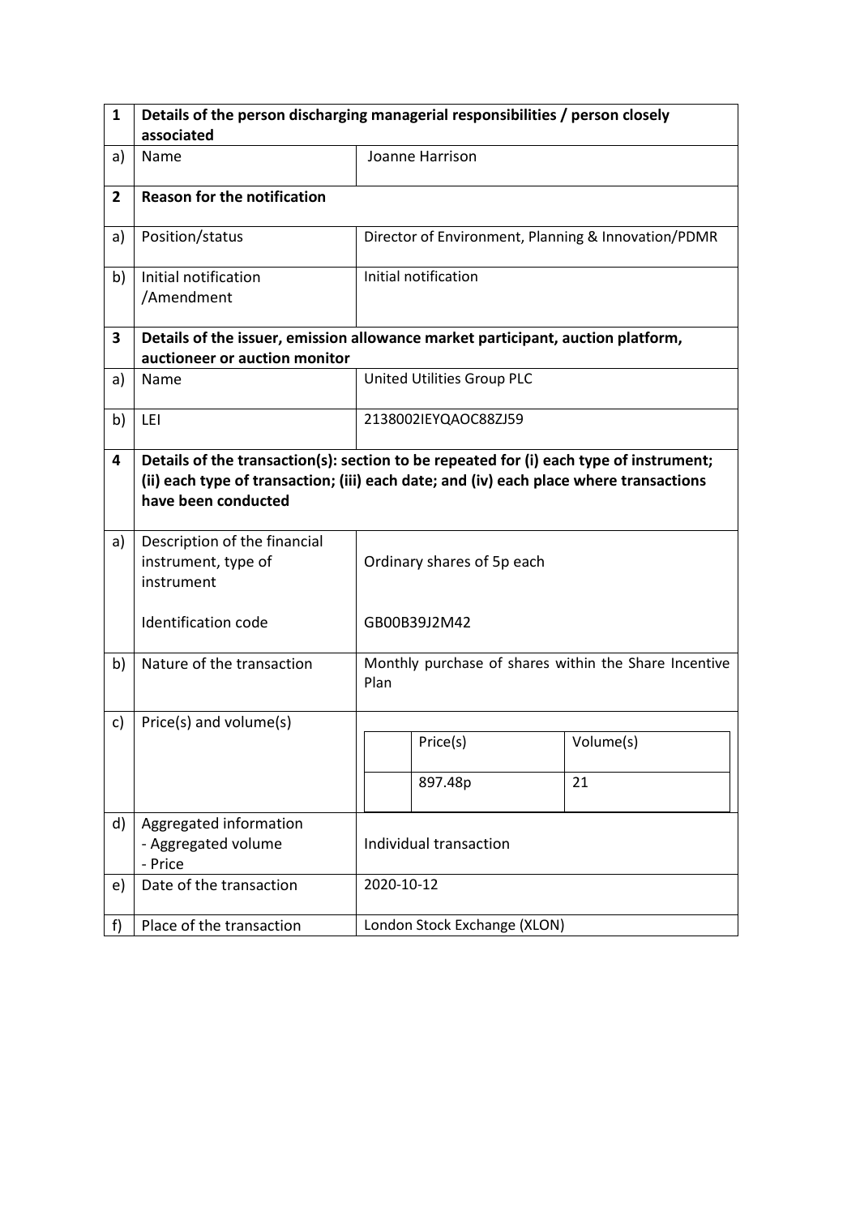| 1 | Details of the person discharging managerial responsibilities / person closely associated | |
|---|---|---|
| a) | Name | Joanne Harrison |
| **2** | **Reason for the notification** | |
| a) | Position/status | Director of Environment, Planning & Innovation/PDMR |
| b) | Initial notification /Amendment | Initial notification |
| **3** | **Details of the issuer, emission allowance market participant, auction platform, auctioneer or auction monitor** | |
| a) | Name | United Utilities Group PLC |
| b) | LEI | 2138002IEYQAOC88ZJ59 |
| **4** | **Details of the transaction(s): section to be repeated for (i) each type of instrument; (ii) each type of transaction; (iii) each date; and (iv) each place where transactions have been conducted** | |
| a) | Description of the financial instrument, type of instrument<br><br>Identification code | Ordinary shares of 5p each<br><br>GB00B39J2M42 |
| b) | Nature of the transaction | Monthly purchase of shares within the Share Incentive Plan |
| c) | Price(s) and volume(s) | Price(s): 897.48p; Volume(s): 21 |
| d) | Aggregated information<br>- Aggregated volume<br>- Price | Individual transaction |
| e) | Date of the transaction | 2020-10-12 |
| f) | Place of the transaction | London Stock Exchange (XLON) |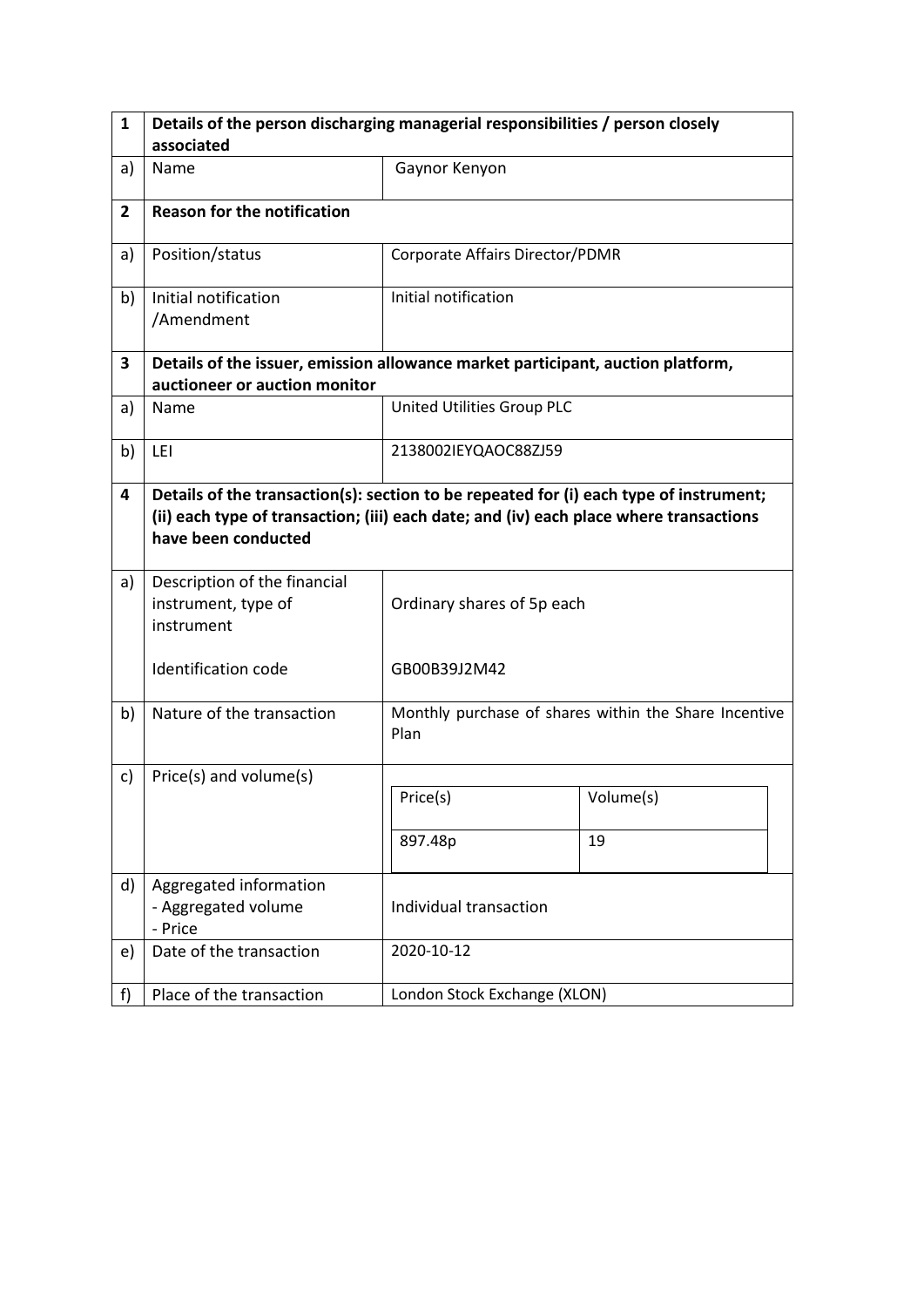| 1 | Details of the person discharging managerial responsibilities / person closely associated | |
|---|---|---|
| a) | Name | Gaynor Kenyon |
| **2** | **Reason for the notification** | |
| a) | Position/status | Corporate Affairs Director/PDMR |
| b) | Initial notification /Amendment | Initial notification |
| **3** | **Details of the issuer, emission allowance market participant, auction platform, auctioneer or auction monitor** | |
| a) | Name | United Utilities Group PLC |
| b) | LEI | 2138002IEYQAOC88ZJ59 |
| **4** | **Details of the transaction(s): section to be repeated for (i) each type of instrument; (ii) each type of transaction; (iii) each date; and (iv) each place where transactions have been conducted** | |
| a) | Description of the financial instrument, type of instrument<br><br>Identification code | Ordinary shares of 5p each<br><br>GB00B39J2M42 |
| b) | Nature of the transaction | Monthly purchase of shares within the Share Incentive Plan |
| c) | Price(s) and volume(s) | Price(s): 897.48p; Volume(s): 19 |
| d) | Aggregated information<br>- Aggregated volume<br>- Price | Individual transaction |
| e) | Date of the transaction | 2020-10-12 |
| f) | Place of the transaction | London Stock Exchange (XLON) |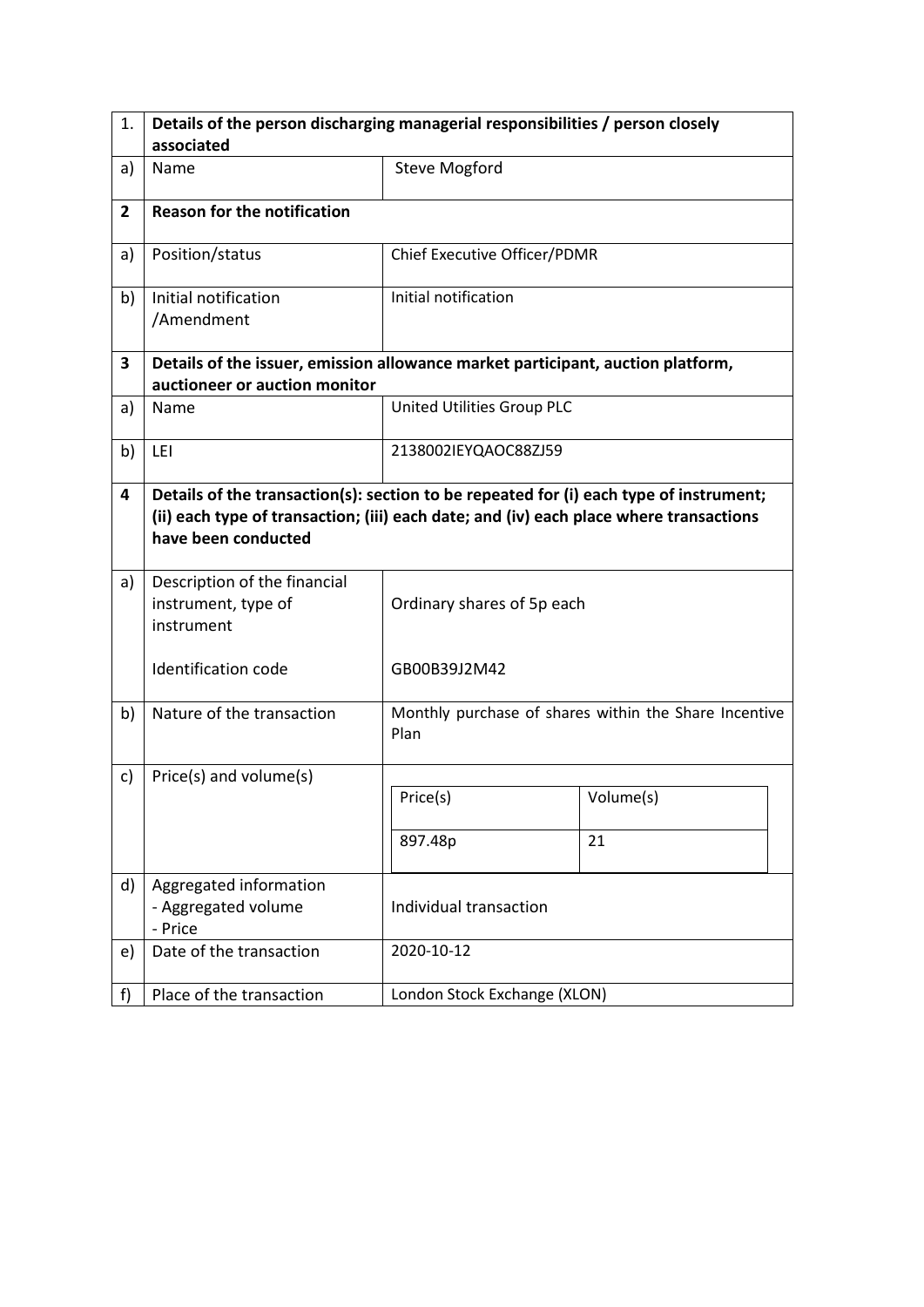| 1. | Details of the person discharging managerial responsibilities / person closely associated | |
|---|---|---|
| a) | Name | Steve Mogford |
| **2** | **Reason for the notification** | |
| a) | Position/status | Chief Executive Officer/PDMR |
| b) | Initial notification /Amendment | Initial notification |
| **3** | **Details of the issuer, emission allowance market participant, auction platform, auctioneer or auction monitor** | |
| a) | Name | United Utilities Group PLC |
| b) | LEI | 2138002IEYQAOC88ZJ59 |
| **4** | **Details of the transaction(s): section to be repeated for (i) each type of instrument; (ii) each type of transaction; (iii) each date; and (iv) each place where transactions have been conducted** | |
| a) | Description of the financial instrument, type of instrument<br><br>Identification code | Ordinary shares of 5p each<br><br>GB00B39J2M42 |
| b) | Nature of the transaction | Monthly purchase of shares within the Share Incentive Plan |
| c) | Price(s) and volume(s) | Price(s): 897.48p<br>Volume(s): 21 |
| d) | Aggregated information<br>- Aggregated volume<br>- Price | Individual transaction |
| e) | Date of the transaction | 2020-10-12 |
| f) | Place of the transaction | London Stock Exchange (XLON) |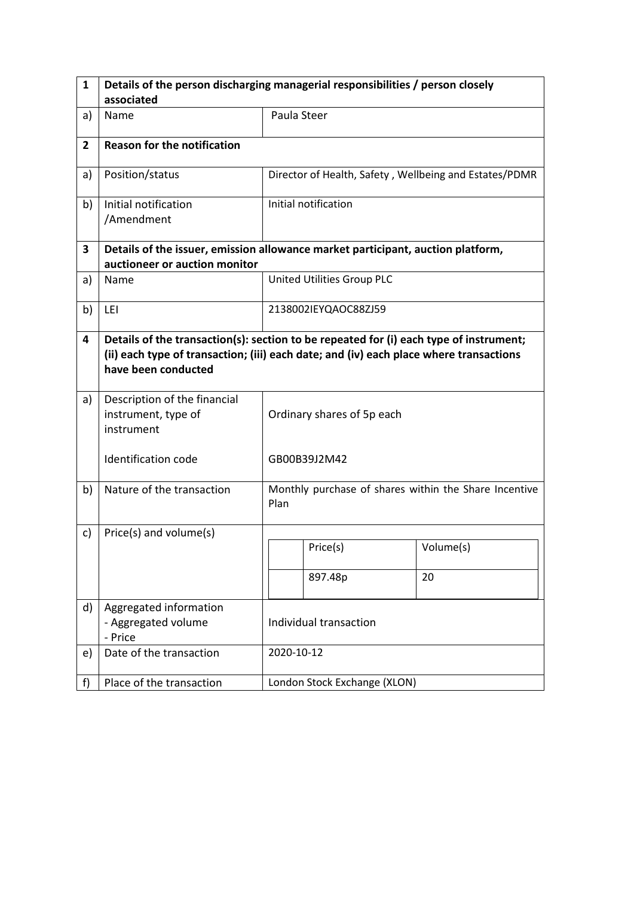| | | | |
|---|---|---|---|
| **1** | **Details of the person discharging managerial responsibilities / person closely associated** | | |
| a) | Name | Paula Steer | |
| **2** | **Reason for the notification** | | |
| a) | Position/status | Director of Health, Safety , Wellbeing and Estates/PDMR | |
| b) | Initial notification /Amendment | Initial notification | |
| **3** | **Details of the issuer, emission allowance market participant, auction platform, auctioneer or auction monitor** | | |
| a) | Name | United Utilities Group PLC | |
| b) | LEI | 2138002IEYQAOC88ZJ59 | |
| **4** | **Details of the transaction(s): section to be repeated for (i) each type of instrument; (ii) each type of transaction; (iii) each date; and (iv) each place where transactions have been conducted** | | |
| a) | Description of the financial instrument, type of instrument<br><br>Identification code | Ordinary shares of 5p each<br><br>GB00B39J2M42 | |
| b) | Nature of the transaction | Monthly purchase of shares within the Share Incentive Plan | |
| c) | Price(s) and volume(s) | Price(s) | Volume(s) |
| | | 897.48p | 20 |
| d) | Aggregated information<br>- Aggregated volume<br>- Price | Individual transaction | |
| e) | Date of the transaction | 2020-10-12 | |
| f) | Place of the transaction | London Stock Exchange (XLON) | |